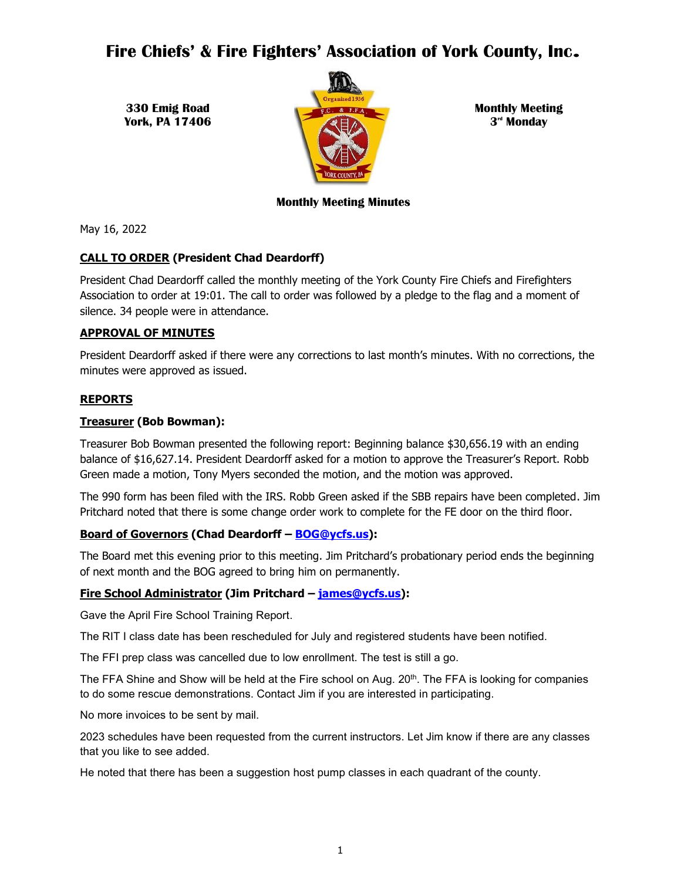# Fire Chiefs' & Fire Fighters' Association of York County, Inc.

**330 Emig Road**
**York, PA 17406**

**Monthly Meeting**
**3rd Monday**

**Monthly Meeting Minutes**

May 16, 2022

**CALL TO ORDER (President Chad Deardorff)**

President Chad Deardorff called the monthly meeting of the York County Fire Chiefs and Firefighters Association to order at 19:01. The call to order was followed by a pledge to the flag and a moment of silence. 34 people were in attendance.

**APPROVAL OF MINUTES**

President Deardorff asked if there were any corrections to last month's minutes. With no corrections, the minutes were approved as issued.

**REPORTS**

**Treasurer (Bob Bowman):**

Treasurer Bob Bowman presented the following report: Beginning balance $30,656.19 with an ending balance of $16,627.14. President Deardorff asked for a motion to approve the Treasurer's Report. Robb Green made a motion, Tony Myers seconded the motion, and the motion was approved.

The 990 form has been filed with the IRS. Robb Green asked if the SBB repairs have been completed. Jim Pritchard noted that there is some change order work to complete for the FE door on the third floor.

**Board of Governors (Chad Deardorff – BOG@ycfs.us):**

The Board met this evening prior to this meeting. Jim Pritchard's probationary period ends the beginning of next month and the BOG agreed to bring him on permanently.

**Fire School Administrator (Jim Pritchard – james@ycfs.us):**

Gave the April Fire School Training Report.

The RIT I class date has been rescheduled for July and registered students have been notified.

The FFI prep class was cancelled due to low enrollment. The test is still a go.

The FFA Shine and Show will be held at the Fire school on Aug. 20th. The FFA is looking for companies to do some rescue demonstrations. Contact Jim if you are interested in participating.

No more invoices to be sent by mail.

2023 schedules have been requested from the current instructors. Let Jim know if there are any classes that you like to see added.

He noted that there has been a suggestion host pump classes in each quadrant of the county.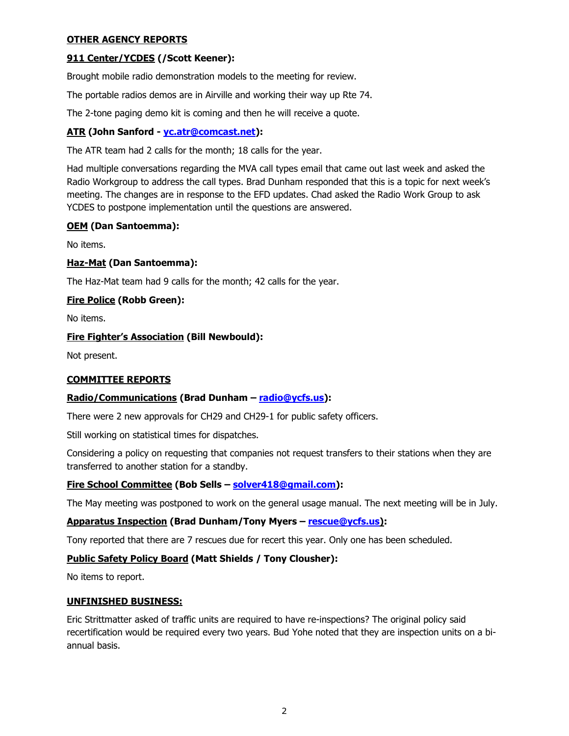## OTHER AGENCY REPORTS

### 911 Center/YCDES (/Scott Keener):

Brought mobile radio demonstration models to the meeting for review.

The portable radios demos are in Airville and working their way up Rte 74.

The 2-tone paging demo kit is coming and then he will receive a quote.

### ATR (John Sanford - yc.atr@comcast.net):

The ATR team had 2 calls for the month; 18 calls for the year.

Had multiple conversations regarding the MVA call types email that came out last week and asked the Radio Workgroup to address the call types. Brad Dunham responded that this is a topic for next week's meeting. The changes are in response to the EFD updates. Chad asked the Radio Work Group to ask YCDES to postpone implementation until the questions are answered.

### OEM (Dan Santoemma):

No items.

### Haz-Mat (Dan Santoemma):

The Haz-Mat team had 9 calls for the month; 42 calls for the year.

### Fire Police (Robb Green):

No items.

### Fire Fighter's Association (Bill Newbould):

Not present.

## COMMITTEE REPORTS

### Radio/Communications (Brad Dunham – radio@ycfs.us):

There were 2 new approvals for CH29 and CH29-1 for public safety officers.

Still working on statistical times for dispatches.

Considering a policy on requesting that companies not request transfers to their stations when they are transferred to another station for a standby.

### Fire School Committee (Bob Sells – solver418@gmail.com):

The May meeting was postponed to work on the general usage manual. The next meeting will be in July.

### Apparatus Inspection (Brad Dunham/Tony Myers – rescue@ycfs.us):

Tony reported that there are 7 rescues due for recert this year. Only one has been scheduled.

### Public Safety Policy Board (Matt Shields / Tony Clousher):

No items to report.

## UNFINISHED BUSINESS:

Eric Strittmatter asked of traffic units are required to have re-inspections? The original policy said recertification would be required every two years. Bud Yohe noted that they are inspection units on a bi-annual basis.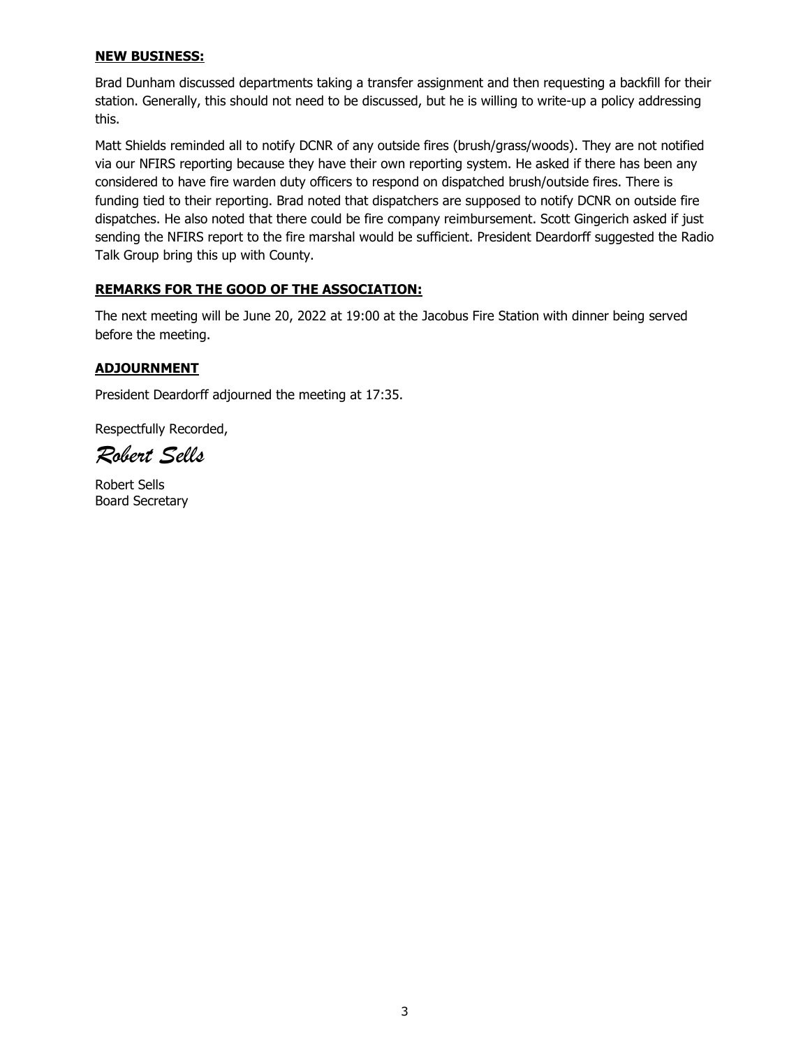**NEW BUSINESS:**

Brad Dunham discussed departments taking a transfer assignment and then requesting a backfill for their station. Generally, this should not need to be discussed, but he is willing to write-up a policy addressing this.

Matt Shields reminded all to notify DCNR of any outside fires (brush/grass/woods). They are not notified via our NFIRS reporting because they have their own reporting system. He asked if there has been any considered to have fire warden duty officers to respond on dispatched brush/outside fires. There is funding tied to their reporting. Brad noted that dispatchers are supposed to notify DCNR on outside fire dispatches. He also noted that there could be fire company reimbursement. Scott Gingerich asked if just sending the NFIRS report to the fire marshal would be sufficient. President Deardorff suggested the Radio Talk Group bring this up with County.

**REMARKS FOR THE GOOD OF THE ASSOCIATION:**

The next meeting will be June 20, 2022 at 19:00 at the Jacobus Fire Station with dinner being served before the meeting.

**ADJOURNMENT**

President Deardorff adjourned the meeting at 17:35.

Respectfully Recorded,

*Robert Sells*

Robert Sells
Board Secretary